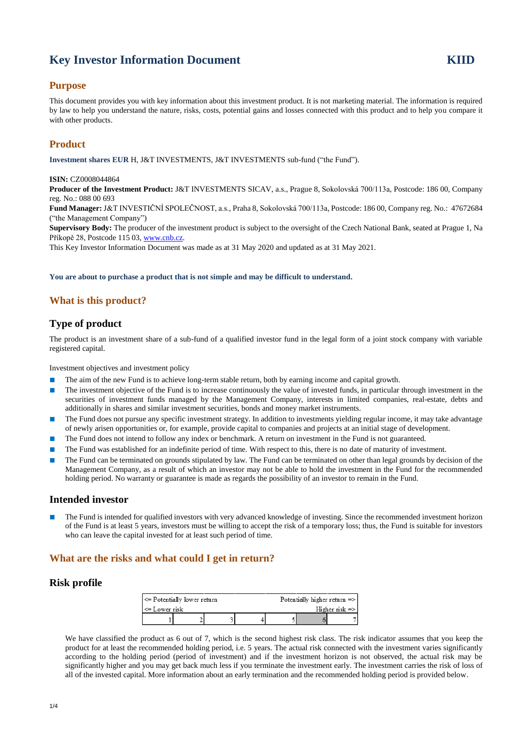# Key Investor Information Document KIID

## Purpose

This document provides you with key information about this investment product. It is not marketing material. The information is required by law to help you understand the nature, risks, costs, potential gains and losses connected with this product and to help you compare it with other products.

## Product

**Investment shares EUR** H, J&T INVESTMENTS, J&T INVESTMENTS sub-fund ("the Fund").

**ISIN:** CZ0008044864
**Producer of the Investment Product:** J&T INVESTMENTS SICAV, a.s., Prague 8, Sokolovská 700/113a, Postcode: 186 00, Company reg. No.: 088 00 693
**Fund Manager:** J&T INVESTIČNÍ SPOLEČNOST, a.s., Praha 8, Sokolovská 700/113a, Postcode: 186 00, Company reg. No.: 47672684 ("the Management Company")
**Supervisory Body:** The producer of the investment product is subject to the oversight of the Czech National Bank, seated at Prague 1, Na Příkopě 28, Postcode 115 03, www.cnb.cz.
This Key Investor Information Document was made as at 31 May 2020 and updated as at 31 May 2021.

**You are about to purchase a product that is not simple and may be difficult to understand.**

## What is this product?

### Type of product

The product is an investment share of a sub-fund of a qualified investor fund in the legal form of a joint stock company with variable registered capital.

Investment objectives and investment policy

- The aim of the new Fund is to achieve long-term stable return, both by earning income and capital growth.
- The investment objective of the Fund is to increase continuously the value of invested funds, in particular through investment in the securities of investment funds managed by the Management Company, interests in limited companies, real-estate, debts and additionally in shares and similar investment securities, bonds and money market instruments.
- The Fund does not pursue any specific investment strategy. In addition to investments yielding regular income, it may take advantage of newly arisen opportunities or, for example, provide capital to companies and projects at an initial stage of development.
- The Fund does not intend to follow any index or benchmark. A return on investment in the Fund is not guaranteed.
- The Fund was established for an indefinite period of time. With respect to this, there is no date of maturity of investment.
- The Fund can be terminated on grounds stipulated by law. The Fund can be terminated on other than legal grounds by decision of the Management Company, as a result of which an investor may not be able to hold the investment in the Fund for the recommended holding period. No warranty or guarantee is made as regards the possibility of an investor to remain in the Fund.

### Intended investor

- The Fund is intended for qualified investors with very advanced knowledge of investing. Since the recommended investment horizon of the Fund is at least 5 years, investors must be willing to accept the risk of a temporary loss; thus, the Fund is suitable for investors who can leave the capital invested for at least such period of time.

## What are the risks and what could I get in return?

### Risk profile

| <= Potentially lower return | | | | | | Potentially higher return => |
|---|---|---|---|---|---|---|
| <= Lower risk | | | | | | Higher risk => |
| 1 | 2 | 3 | 4 | 5 | **6** | 7 |

We have classified the product as 6 out of 7, which is the second highest risk class. The risk indicator assumes that you keep the product for at least the recommended holding period, i.e. 5 years. The actual risk connected with the investment varies significantly according to the holding period (period of investment) and if the investment horizon is not observed, the actual risk may be significantly higher and you may get back much less if you terminate the investment early. The investment carries the risk of loss of all of the invested capital. More information about an early termination and the recommended holding period is provided below.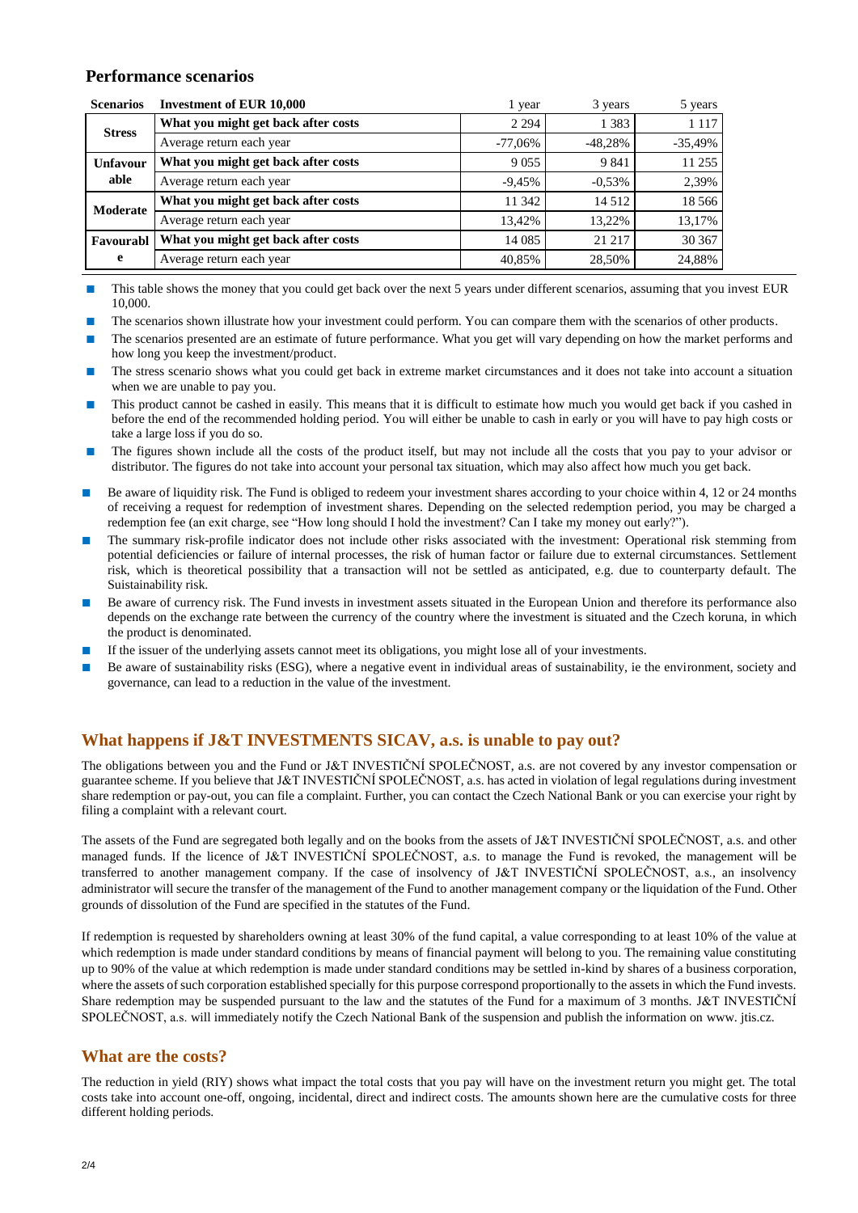## Performance scenarios

| Scenarios | Investment of EUR 10,000 | 1 year | 3 years | 5 years |
|---|---|---|---|---|
| Stress | **What you might get back after costs** | 2 294 | 1 383 | 1 117 |
| | Average return each year | -77,06% | -48,28% | -35,49% |
| Unfavourable | **What you might get back after costs** | 9 055 | 9 841 | 11 255 |
| | Average return each year | -9,45% | -0,53% | 2,39% |
| Moderate | **What you might get back after costs** | 11 342 | 14 512 | 18 566 |
| | Average return each year | 13,42% | 13,22% | 13,17% |
| Favourable | **What you might get back after costs** | 14 085 | 21 217 | 30 367 |
| | Average return each year | 40,85% | 28,50% | 24,88% |

- This table shows the money that you could get back over the next 5 years under different scenarios, assuming that you invest EUR 10,000.
- The scenarios shown illustrate how your investment could perform. You can compare them with the scenarios of other products.
- The scenarios presented are an estimate of future performance. What you get will vary depending on how the market performs and how long you keep the investment/product.
- The stress scenario shows what you could get back in extreme market circumstances and it does not take into account a situation when we are unable to pay you.
- This product cannot be cashed in easily. This means that it is difficult to estimate how much you would get back if you cashed in before the end of the recommended holding period. You will either be unable to cash in early or you will have to pay high costs or take a large loss if you do so.
- The figures shown include all the costs of the product itself, but may not include all the costs that you pay to your advisor or distributor. The figures do not take into account your personal tax situation, which may also affect how much you get back.
- Be aware of liquidity risk. The Fund is obliged to redeem your investment shares according to your choice within 4, 12 or 24 months of receiving a request for redemption of investment shares. Depending on the selected redemption period, you may be charged a redemption fee (an exit charge, see "How long should I hold the investment? Can I take my money out early?").
- The summary risk-profile indicator does not include other risks associated with the investment: Operational risk stemming from potential deficiencies or failure of internal processes, the risk of human factor or failure due to external circumstances. Settlement risk, which is theoretical possibility that a transaction will not be settled as anticipated, e.g. due to counterparty default. The Suistainability risk.
- Be aware of currency risk. The Fund invests in investment assets situated in the European Union and therefore its performance also depends on the exchange rate between the currency of the country where the investment is situated and the Czech koruna, in which the product is denominated.
- If the issuer of the underlying assets cannot meet its obligations, you might lose all of your investments.
- Be aware of sustainability risks (ESG), where a negative event in individual areas of sustainability, ie the environment, society and governance, can lead to a reduction in the value of the investment.

## What happens if J&T INVESTMENTS SICAV, a.s. is unable to pay out?

The obligations between you and the Fund or J&T INVESTIČNÍ SPOLEČNOST, a.s. are not covered by any investor compensation or guarantee scheme. If you believe that J&T INVESTIČNÍ SPOLEČNOST, a.s. has acted in violation of legal regulations during investment share redemption or pay-out, you can file a complaint. Further, you can contact the Czech National Bank or you can exercise your right by filing a complaint with a relevant court.

The assets of the Fund are segregated both legally and on the books from the assets of J&T INVESTIČNÍ SPOLEČNOST, a.s. and other managed funds. If the licence of J&T INVESTIČNÍ SPOLEČNOST, a.s. to manage the Fund is revoked, the management will be transferred to another management company. If the case of insolvency of J&T INVESTIČNÍ SPOLEČNOST, a.s., an insolvency administrator will secure the transfer of the management of the Fund to another management company or the liquidation of the Fund. Other grounds of dissolution of the Fund are specified in the statutes of the Fund.

If redemption is requested by shareholders owning at least 30% of the fund capital, a value corresponding to at least 10% of the value at which redemption is made under standard conditions by means of financial payment will belong to you. The remaining value constituting up to 90% of the value at which redemption is made under standard conditions may be settled in-kind by shares of a business corporation, where the assets of such corporation established specially for this purpose correspond proportionally to the assets in which the Fund invests. Share redemption may be suspended pursuant to the law and the statutes of the Fund for a maximum of 3 months. J&T INVESTIČNÍ SPOLEČNOST, a.s. will immediately notify the Czech National Bank of the suspension and publish the information on www. jtis.cz.

## What are the costs?

The reduction in yield (RIY) shows what impact the total costs that you pay will have on the investment return you might get. The total costs take into account one-off, ongoing, incidental, direct and indirect costs. The amounts shown here are the cumulative costs for three different holding periods.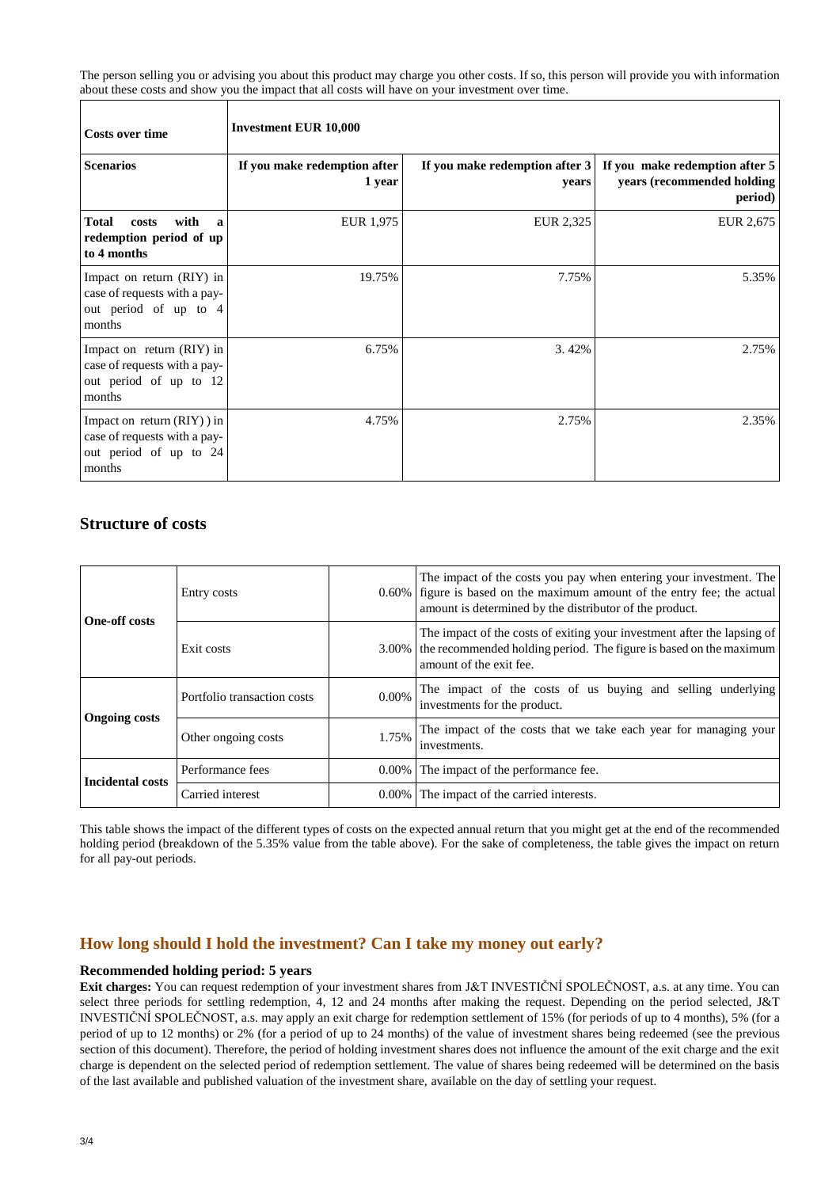The person selling you or advising you about this product may charge you other costs. If so, this person will provide you with information about these costs and show you the impact that all costs will have on your investment over time.

| Costs over time | Investment EUR 10,000 | | |
|---|---|---|---|
| **Scenarios** | **If you make redemption after 1 year** | **If you make redemption after 3 years** | **If you make redemption after 5 years (recommended holding period)** |
| **Total costs with a redemption period of up to 4 months** | EUR 1,975 | EUR 2,325 | EUR 2,675 |
| Impact on return (RIY) in case of requests with a pay-out period of up to 4 months | 19.75% | 7.75% | 5.35% |
| Impact on return (RIY) in case of requests with a pay-out period of up to 12 months | 6.75% | 3. 42% | 2.75% |
| Impact on return (RIY) ) in case of requests with a pay-out period of up to 24 months | 4.75% | 2.75% | 2.35% |

## Structure of costs

| | | | |
|---|---|---|---|
| **One-off costs** | Entry costs | 0.60% | The impact of the costs you pay when entering your investment. The figure is based on the maximum amount of the entry fee; the actual amount is determined by the distributor of the product. |
| | Exit costs | 3.00% | The impact of the costs of exiting your investment after the lapsing of the recommended holding period. The figure is based on the maximum amount of the exit fee. |
| **Ongoing costs** | Portfolio transaction costs | 0.00% | The impact of the costs of us buying and selling underlying investments for the product. |
| | Other ongoing costs | 1.75% | The impact of the costs that we take each year for managing your investments. |
| **Incidental costs** | Performance fees | 0.00% | The impact of the performance fee. |
| | Carried interest | 0.00% | The impact of the carried interests. |

This table shows the impact of the different types of costs on the expected annual return that you might get at the end of the recommended holding period (breakdown of the 5.35% value from the table above). For the sake of completeness, the table gives the impact on return for all pay-out periods.

## How long should I hold the investment? Can I take my money out early?

### Recommended holding period: 5 years

**Exit charges:** You can request redemption of your investment shares from J&T INVESTIČNÍ SPOLEČNOST, a.s. at any time. You can select three periods for settling redemption, 4, 12 and 24 months after making the request. Depending on the period selected, J&T INVESTIČNÍ SPOLEČNOST, a.s. may apply an exit charge for redemption settlement of 15% (for periods of up to 4 months), 5% (for a period of up to 12 months) or 2% (for a period of up to 24 months) of the value of investment shares being redeemed (see the previous section of this document). Therefore, the period of holding investment shares does not influence the amount of the exit charge and the exit charge is dependent on the selected period of redemption settlement. The value of shares being redeemed will be determined on the basis of the last available and published valuation of the investment share, available on the day of settling your request.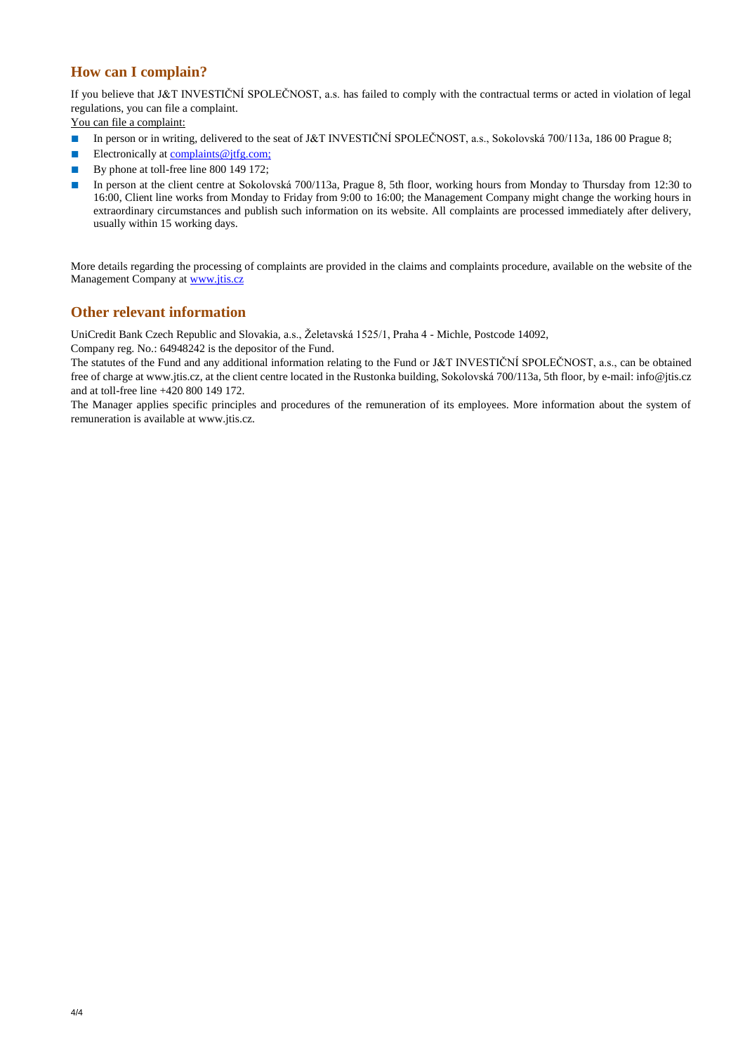## How can I complain?

If you believe that J&T INVESTIČNÍ SPOLEČNOST, a.s. has failed to comply with the contractual terms or acted in violation of legal regulations, you can file a complaint.

You can file a complaint:

- In person or in writing, delivered to the seat of J&T INVESTIČNÍ SPOLEČNOST, a.s., Sokolovská 700/113a, 186 00 Prague 8;
- Electronically at complaints@jtfg.com;
- By phone at toll-free line 800 149 172;
- In person at the client centre at Sokolovská 700/113a, Prague 8, 5th floor, working hours from Monday to Thursday from 12:30 to 16:00, Client line works from Monday to Friday from 9:00 to 16:00; the Management Company might change the working hours in extraordinary circumstances and publish such information on its website. All complaints are processed immediately after delivery, usually within 15 working days.

More details regarding the processing of complaints are provided in the claims and complaints procedure, available on the website of the Management Company at www.jtis.cz

## Other relevant information

UniCredit Bank Czech Republic and Slovakia, a.s., Želetavská 1525/1, Praha 4 - Michle, Postcode 14092,
Company reg. No.: 64948242 is the depositor of the Fund.

The statutes of the Fund and any additional information relating to the Fund or J&T INVESTIČNÍ SPOLEČNOST, a.s., can be obtained free of charge at www.jtis.cz, at the client centre located in the Rustonka building, Sokolovská 700/113a, 5th floor, by e-mail: info@jtis.cz and at toll-free line +420 800 149 172.

The Manager applies specific principles and procedures of the remuneration of its employees. More information about the system of remuneration is available at www.jtis.cz.